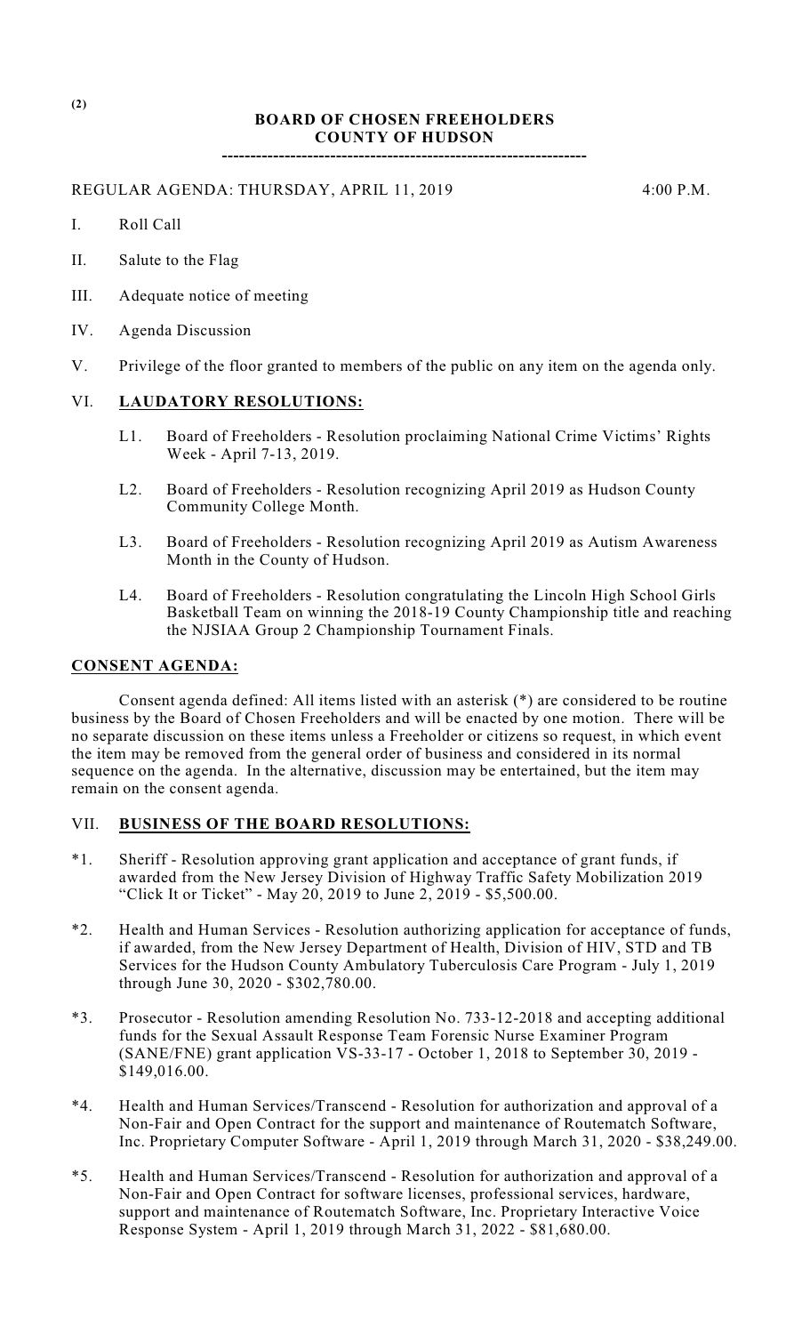**(2)**

# BOARD OF CHOSEN FREEHOLDERS
## COUNTY OF HUDSON

---

REGULAR AGENDA: THURSDAY, APRIL 11, 2019 4:00 P.M.

I. Roll Call

II. Salute to the Flag

III. Adequate notice of meeting

IV. Agenda Discussion

V. Privilege of the floor granted to members of the public on any item on the agenda only.

VI. **LAUDATORY RESOLUTIONS:**

L1. Board of Freeholders - Resolution proclaiming National Crime Victims' Rights Week - April 7-13, 2019.

L2. Board of Freeholders - Resolution recognizing April 2019 as Hudson County Community College Month.

L3. Board of Freeholders - Resolution recognizing April 2019 as Autism Awareness Month in the County of Hudson.

L4. Board of Freeholders - Resolution congratulating the Lincoln High School Girls Basketball Team on winning the 2018-19 County Championship title and reaching the NJSIAA Group 2 Championship Tournament Finals.

**CONSENT AGENDA:**

Consent agenda defined: All items listed with an asterisk (*) are considered to be routine business by the Board of Chosen Freeholders and will be enacted by one motion. There will be no separate discussion on these items unless a Freeholder or citizens so request, in which event the item may be removed from the general order of business and considered in its normal sequence on the agenda. In the alternative, discussion may be entertained, but the item may remain on the consent agenda.

VII. **BUSINESS OF THE BOARD RESOLUTIONS:**

*1. Sheriff - Resolution approving grant application and acceptance of grant funds, if awarded from the New Jersey Division of Highway Traffic Safety Mobilization 2019 "Click It or Ticket" - May 20, 2019 to June 2, 2019 - $5,500.00.

*2. Health and Human Services - Resolution authorizing application for acceptance of funds, if awarded, from the New Jersey Department of Health, Division of HIV, STD and TB Services for the Hudson County Ambulatory Tuberculosis Care Program - July 1, 2019 through June 30, 2020 - $302,780.00.

*3. Prosecutor - Resolution amending Resolution No. 733-12-2018 and accepting additional funds for the Sexual Assault Response Team Forensic Nurse Examiner Program (SANE/FNE) grant application VS-33-17 - October 1, 2018 to September 30, 2019 - $149,016.00.

*4. Health and Human Services/Transcend - Resolution for authorization and approval of a Non-Fair and Open Contract for the support and maintenance of Routematch Software, Inc. Proprietary Computer Software - April 1, 2019 through March 31, 2020 - $38,249.00.

*5. Health and Human Services/Transcend - Resolution for authorization and approval of a Non-Fair and Open Contract for software licenses, professional services, hardware, support and maintenance of Routematch Software, Inc. Proprietary Interactive Voice Response System - April 1, 2019 through March 31, 2022 - $81,680.00.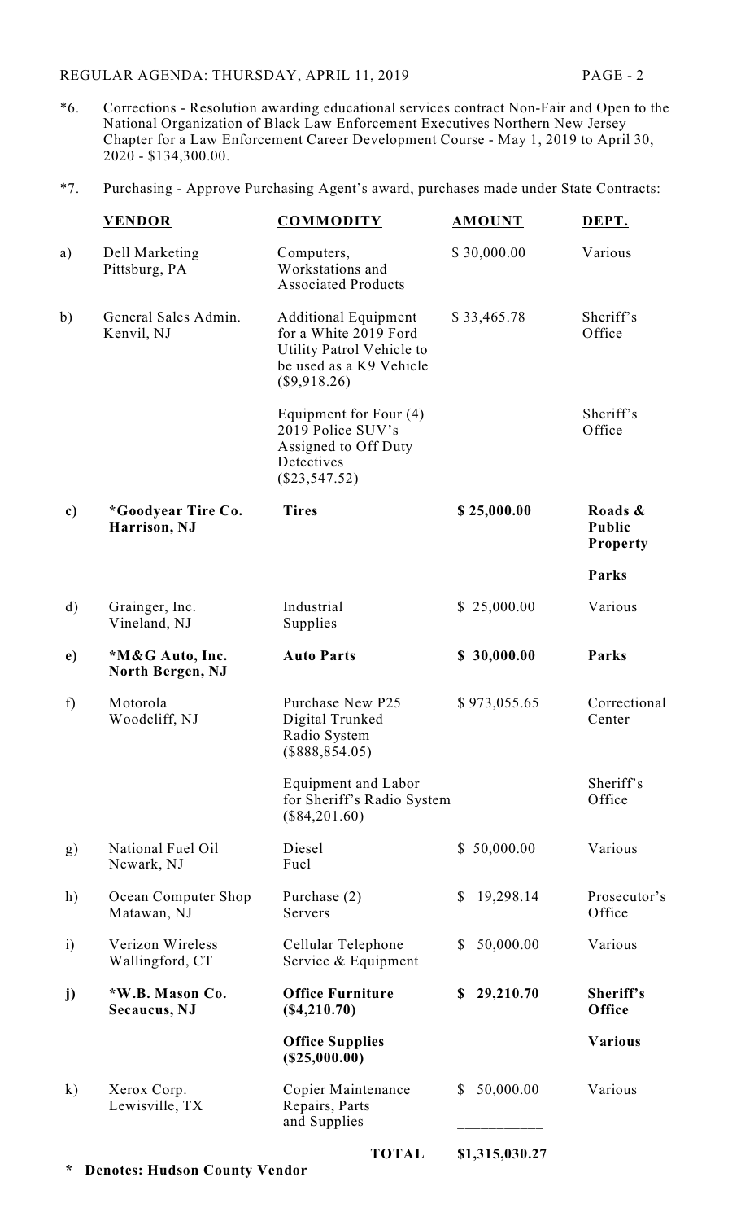*6. Corrections - Resolution awarding educational services contract Non-Fair and Open to the National Organization of Black Law Enforcement Executives Northern New Jersey Chapter for a Law Enforcement Career Development Course - May 1, 2019 to April 30, 2020 - $134,300.00.

*7. Purchasing - Approve Purchasing Agent's award, purchases made under State Contracts:

| | **VENDOR** | **COMMODITY** | **AMOUNT** | **DEPT.** |
|---|---|---|---|---|
| a) | Dell Marketing Pittsburg, PA | Computers, Workstations and Associated Products | $ 30,000.00 | Various |
| b) | General Sales Admin. Kenvil, NJ | Additional Equipment for a White 2019 Ford Utility Patrol Vehicle to be used as a K9 Vehicle ($9,918.26) | $ 33,465.78 | Sheriff's Office |
| | | Equipment for Four (4) 2019 Police SUV's Assigned to Off Duty Detectives ($23,547.52) | | Sheriff's Office |
| **c)** | **\*Goodyear Tire Co. Harrison, NJ** | **Tires** | **$ 25,000.00** | **Roads & Public Property** |
| | | | | **Parks** |
| d) | Grainger, Inc. Vineland, NJ | Industrial Supplies | $ 25,000.00 | Various |
| **e)** | **\*M&G Auto, Inc. North Bergen, NJ** | **Auto Parts** | **$ 30,000.00** | **Parks** |
| f) | Motorola Woodcliff, NJ | Purchase New P25 Digital Trunked Radio System ($888,854.05) | $ 973,055.65 | Correctional Center |
| | | Equipment and Labor for Sheriff's Radio System ($84,201.60) | | Sheriff's Office |
| g) | National Fuel Oil Newark, NJ | Diesel Fuel | $ 50,000.00 | Various |
| h) | Ocean Computer Shop Matawan, NJ | Purchase (2) Servers | $ 19,298.14 | Prosecutor's Office |
| i) | Verizon Wireless Wallingford, CT | Cellular Telephone Service & Equipment | $ 50,000.00 | Various |
| **j)** | **\*W.B. Mason Co. Secaucus, NJ** | **Office Furniture ($4,210.70)** | **$ 29,210.70** | **Sheriff's Office** |
| | | **Office Supplies ($25,000.00)** | | **Various** |
| k) | Xerox Corp. Lewisville, TX | Copier Maintenance Repairs, Parts and Supplies | $ 50,000.00 | Various |
| | | **TOTAL** | **$1,315,030.27** | |

**\* Denotes: Hudson County Vendor**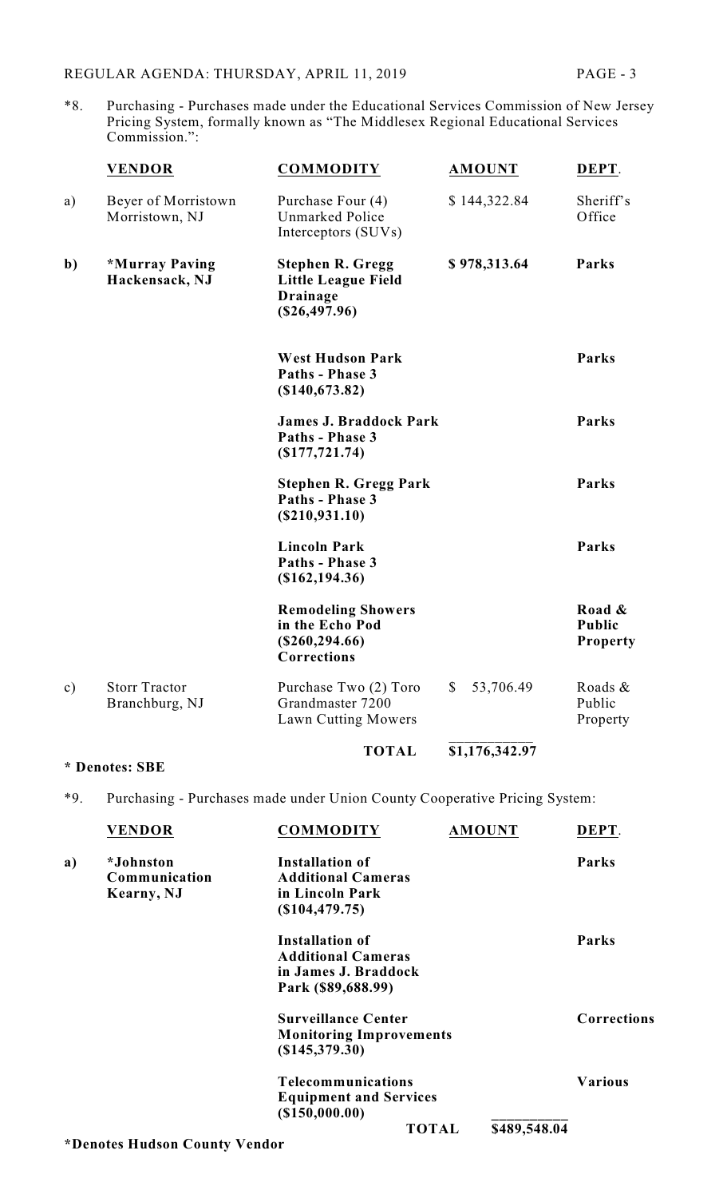*8. Purchasing - Purchases made under the Educational Services Commission of New Jersey Pricing System, formally known as "The Middlesex Regional Educational Services Commission.":

| | VENDOR | COMMODITY | AMOUNT | DEPT. |
|---|---|---|---|---|
| a) | Beyer of Morristown<br>Morristown, NJ | Purchase Four (4) Unmarked Police Interceptors (SUVs) | $ 144,322.84 | Sheriff's Office |
| **b)** | **\*Murray Paving<br>Hackensack, NJ** | **Stephen R. Gregg Little League Field Drainage ($26,497.96)** | **$ 978,313.64** | **Parks** |
| | | **West Hudson Park Paths - Phase 3 ($140,673.82)** | | **Parks** |
| | | **James J. Braddock Park Paths - Phase 3 ($177,721.74)** | | **Parks** |
| | | **Stephen R. Gregg Park Paths - Phase 3 ($210,931.10)** | | **Parks** |
| | | **Lincoln Park Paths - Phase 3 ($162,194.36)** | | **Parks** |
| | | **Remodeling Showers in the Echo Pod ($260,294.66) Corrections** | | **Road & Public Property** |
| c) | Storr Tractor<br>Branchburg, NJ | Purchase Two (2) Toro Grandmaster 7200 Lawn Cutting Mowers | $ 53,706.49 | Roads & Public Property |
| | | **TOTAL** | **$1,176,342.97** | |

**\* Denotes: SBE**

*9. Purchasing - Purchases made under Union County Cooperative Pricing System:

| | VENDOR | COMMODITY | AMOUNT | DEPT. |
|---|---|---|---|---|
| **a)** | **\*Johnston Communication<br>Kearny, NJ** | **Installation of Additional Cameras in Lincoln Park ($104,479.75)** | | **Parks** |
| | | **Installation of Additional Cameras in James J. Braddock Park ($89,688.99)** | | **Parks** |
| | | **Surveillance Center Monitoring Improvements ($145,379.30)** | | **Corrections** |
| | | **Telecommunications Equipment and Services ($150,000.00)** | | **Various** |
| | | **TOTAL** | **$489,548.04** | |

**\*Denotes Hudson County Vendor**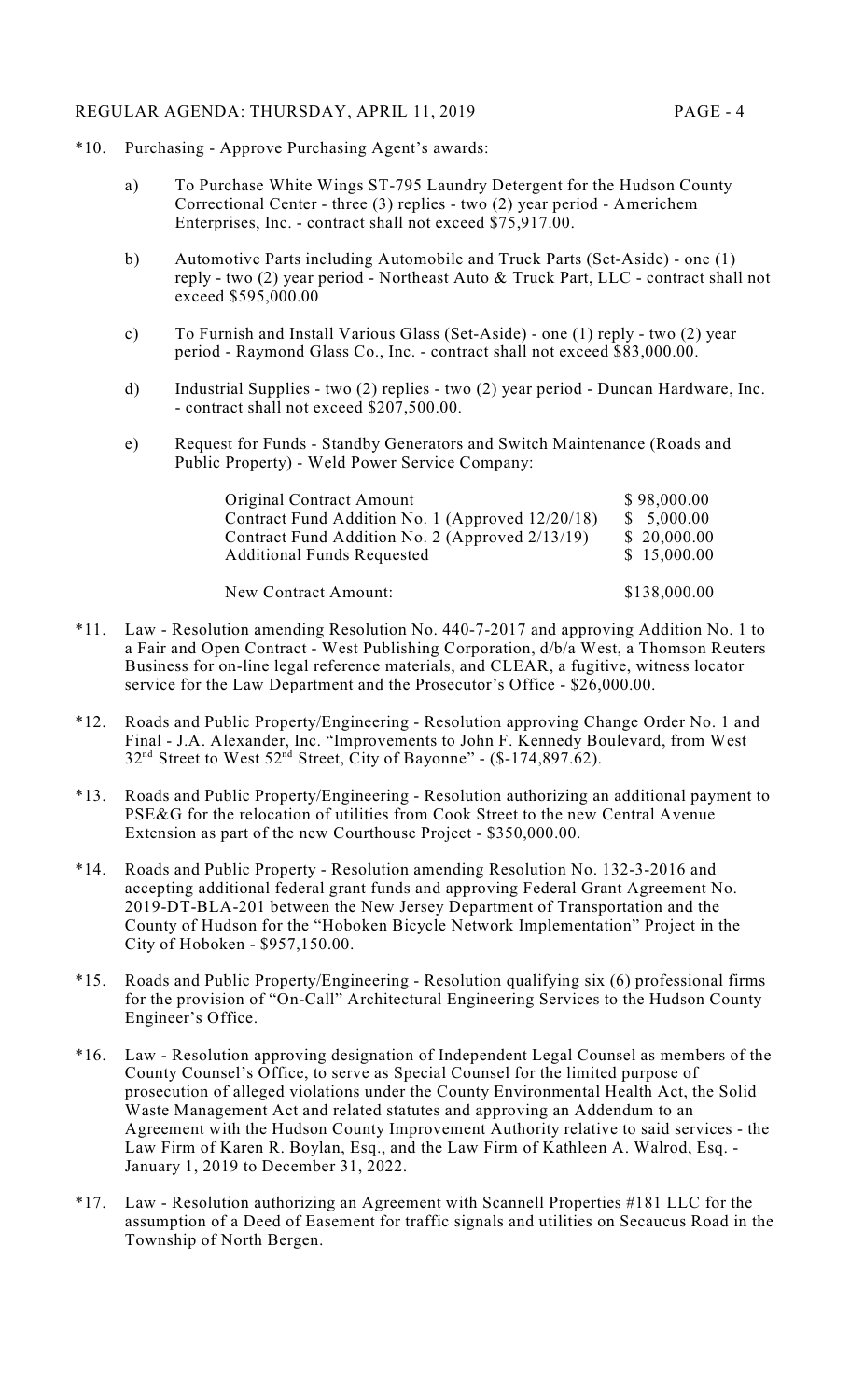*10. Purchasing - Approve Purchasing Agent's awards:

a) To Purchase White Wings ST-795 Laundry Detergent for the Hudson County Correctional Center - three (3) replies - two (2) year period - Americhem Enterprises, Inc. - contract shall not exceed $75,917.00.

b) Automotive Parts including Automobile and Truck Parts (Set-Aside) - one (1) reply - two (2) year period - Northeast Auto & Truck Part, LLC - contract shall not exceed $595,000.00

c) To Furnish and Install Various Glass (Set-Aside) - one (1) reply - two (2) year period - Raymond Glass Co., Inc. - contract shall not exceed $83,000.00.

d) Industrial Supplies - two (2) replies - two (2) year period - Duncan Hardware, Inc. - contract shall not exceed $207,500.00.

e) Request for Funds - Standby Generators and Switch Maintenance (Roads and Public Property) - Weld Power Service Company:

| | |
|---|---|
| Original Contract Amount | $ 98,000.00 |
| Contract Fund Addition No. 1 (Approved 12/20/18) | $ 5,000.00 |
| Contract Fund Addition No. 2 (Approved 2/13/19) | $ 20,000.00 |
| Additional Funds Requested | $ 15,000.00 |
| New Contract Amount: | $138,000.00 |

*11. Law - Resolution amending Resolution No. 440-7-2017 and approving Addition No. 1 to a Fair and Open Contract - West Publishing Corporation, d/b/a West, a Thomson Reuters Business for on-line legal reference materials, and CLEAR, a fugitive, witness locator service for the Law Department and the Prosecutor's Office - $26,000.00.

*12. Roads and Public Property/Engineering - Resolution approving Change Order No. 1 and Final - J.A. Alexander, Inc. "Improvements to John F. Kennedy Boulevard, from West 32nd Street to West 52nd Street, City of Bayonne" - ($-174,897.62).

*13. Roads and Public Property/Engineering - Resolution authorizing an additional payment to PSE&G for the relocation of utilities from Cook Street to the new Central Avenue Extension as part of the new Courthouse Project - $350,000.00.

*14. Roads and Public Property - Resolution amending Resolution No. 132-3-2016 and accepting additional federal grant funds and approving Federal Grant Agreement No. 2019-DT-BLA-201 between the New Jersey Department of Transportation and the County of Hudson for the "Hoboken Bicycle Network Implementation" Project in the City of Hoboken - $957,150.00.

*15. Roads and Public Property/Engineering - Resolution qualifying six (6) professional firms for the provision of "On-Call" Architectural Engineering Services to the Hudson County Engineer's Office.

*16. Law - Resolution approving designation of Independent Legal Counsel as members of the County Counsel's Office, to serve as Special Counsel for the limited purpose of prosecution of alleged violations under the County Environmental Health Act, the Solid Waste Management Act and related statutes and approving an Addendum to an Agreement with the Hudson County Improvement Authority relative to said services - the Law Firm of Karen R. Boylan, Esq., and the Law Firm of Kathleen A. Walrod, Esq. - January 1, 2019 to December 31, 2022.

*17. Law - Resolution authorizing an Agreement with Scannell Properties #181 LLC for the assumption of a Deed of Easement for traffic signals and utilities on Secaucus Road in the Township of North Bergen.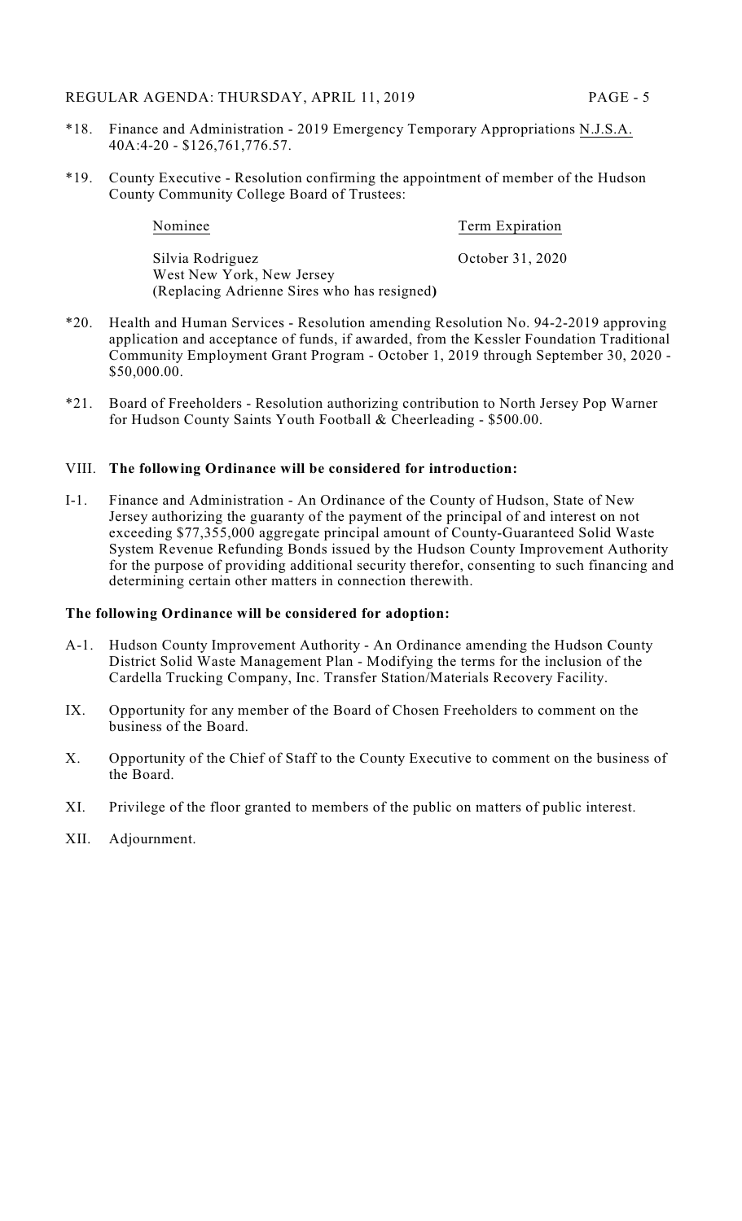*18. Finance and Administration - 2019 Emergency Temporary Appropriations N.J.S.A. 40A:4-20 - $126,761,776.57.

*19. County Executive - Resolution confirming the appointment of member of the Hudson County Community College Board of Trustees:

| Nominee | Term Expiration |
|---|---|
| Silvia Rodriguez<br>West New York, New Jersey<br>(Replacing Adrienne Sires who has resigned) | October 31, 2020 |

*20. Health and Human Services - Resolution amending Resolution No. 94-2-2019 approving application and acceptance of funds, if awarded, from the Kessler Foundation Traditional Community Employment Grant Program - October 1, 2019 through September 30, 2020 - $50,000.00.

*21. Board of Freeholders - Resolution authorizing contribution to North Jersey Pop Warner for Hudson County Saints Youth Football & Cheerleading - $500.00.

VIII. **The following Ordinance will be considered for introduction:**

I-1. Finance and Administration - An Ordinance of the County of Hudson, State of New Jersey authorizing the guaranty of the payment of the principal of and interest on not exceeding $77,355,000 aggregate principal amount of County-Guaranteed Solid Waste System Revenue Refunding Bonds issued by the Hudson County Improvement Authority for the purpose of providing additional security therefor, consenting to such financing and determining certain other matters in connection therewith.

**The following Ordinance will be considered for adoption:**

A-1. Hudson County Improvement Authority - An Ordinance amending the Hudson County District Solid Waste Management Plan - Modifying the terms for the inclusion of the Cardella Trucking Company, Inc. Transfer Station/Materials Recovery Facility.

IX. Opportunity for any member of the Board of Chosen Freeholders to comment on the business of the Board.

X. Opportunity of the Chief of Staff to the County Executive to comment on the business of the Board.

XI. Privilege of the floor granted to members of the public on matters of public interest.

XII. Adjournment.